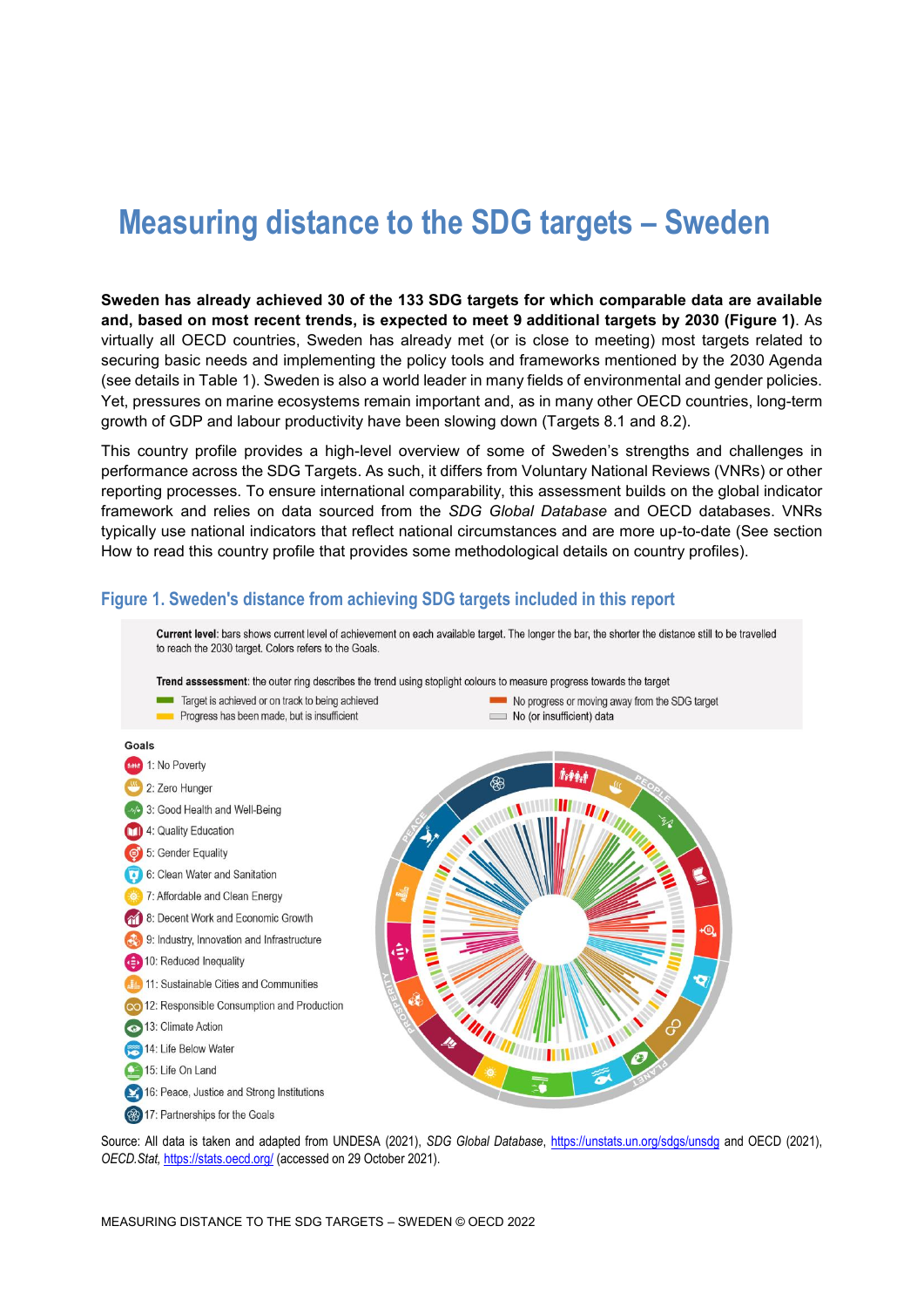# Measuring distance to the SDG targets – Sweden

**Sweden has already achieved 30 of the 133 SDG targets for which comparable data are available and, based on most recent trends, is expected to meet 9 additional targets by 2030 (Figure 1)**. As virtually all OECD countries, Sweden has already met (or is close to meeting) most targets related to securing basic needs and implementing the policy tools and frameworks mentioned by the 2030 Agenda (see details in Table 1). Sweden is also a world leader in many fields of environmental and gender policies. Yet, pressures on marine ecosystems remain important and, as in many other OECD countries, long-term growth of GDP and labour productivity have been slowing down (Targets 8.1 and 8.2).

This country profile provides a high-level overview of some of Sweden's strengths and challenges in performance across the SDG Targets. As such, it differs from Voluntary National Reviews (VNRs) or other reporting processes. To ensure international comparability, this assessment builds on the global indicator framework and relies on data sourced from the *SDG Global Database* and OECD databases. VNRs typically use national indicators that reflect national circumstances and are more up-to-date (See section How to read this country profile that provides some methodological details on country profiles).

## Figure 1. Sweden's distance from achieving SDG targets included in this report

**Current level**: bars shows current level of achievement on each available target. The longer the bar, the shorter the distance still to be travelled to reach the 2030 target. Colors refers to the Goals.

**Trend assessment**: the outer ring describes the trend using stoplight colours to measure progress towards the target

- Target is achieved or on track to being achieved
- Progress has been made, but is insufficient
- No progress or moving away from the SDG target
- No (or insufficient) data

**Goals**

- 1: No Poverty
- 2: Zero Hunger
- 3: Good Health and Well-Being
- 4: Quality Education
- 5: Gender Equality
- 6: Clean Water and Sanitation
- 7: Affordable and Clean Energy
- 8: Decent Work and Economic Growth
- 9: Industry, Innovation and Infrastructure
- 10: Reduced Inequality
- 11: Sustainable Cities and Communities
- 12: Responsible Consumption and Production
- 13: Climate Action
- 14: Life Below Water
- 15: Life On Land
- 16: Peace, Justice and Strong Institutions
- 17: Partnerships for the Goals

Source: All data is taken and adapted from UNDESA (2021), *SDG Global Database*, https://unstats.un.org/sdgs/unsdg and OECD (2021), *OECD.Stat*, https://stats.oecd.org/ (accessed on 29 October 2021).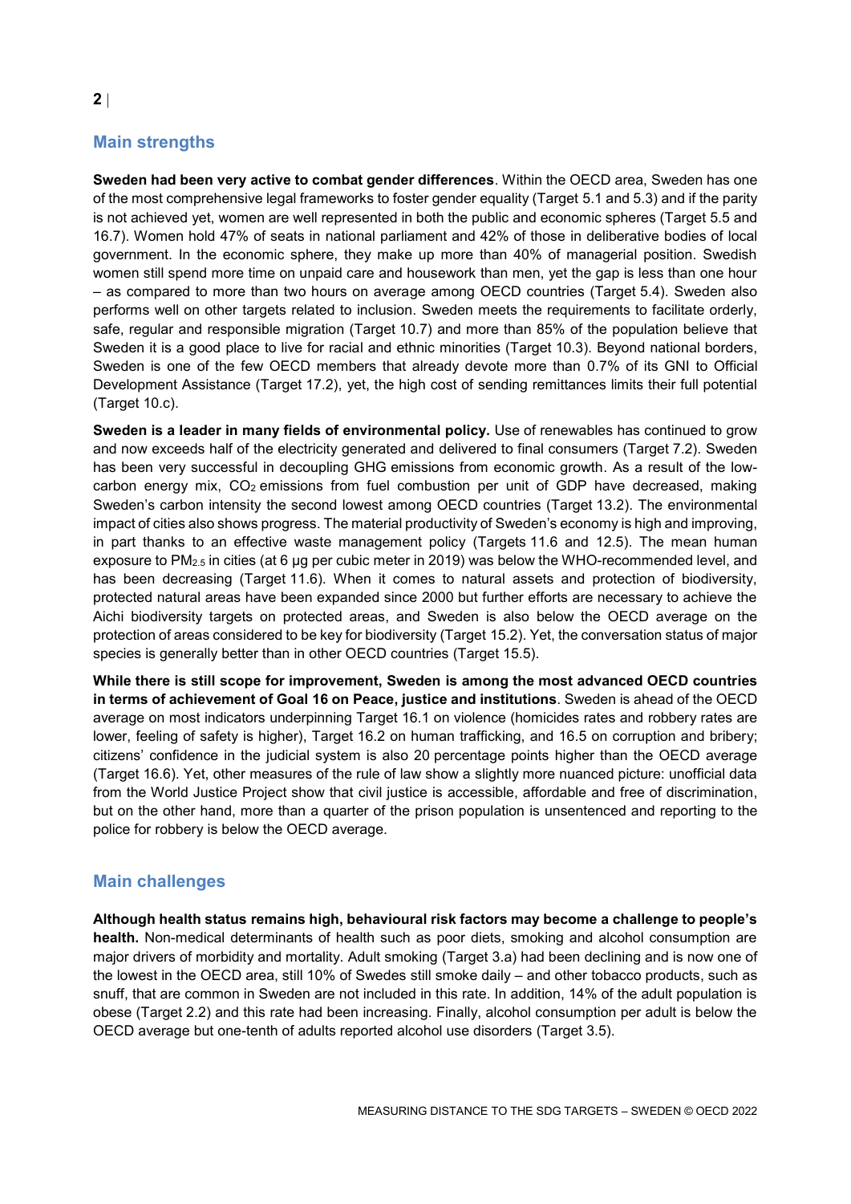## Main strengths

**Sweden had been very active to combat gender differences**. Within the OECD area, Sweden has one of the most comprehensive legal frameworks to foster gender equality (Target 5.1 and 5.3) and if the parity is not achieved yet, women are well represented in both the public and economic spheres (Target 5.5 and 16.7). Women hold 47% of seats in national parliament and 42% of those in deliberative bodies of local government. In the economic sphere, they make up more than 40% of managerial position. Swedish women still spend more time on unpaid care and housework than men, yet the gap is less than one hour – as compared to more than two hours on average among OECD countries (Target 5.4). Sweden also performs well on other targets related to inclusion. Sweden meets the requirements to facilitate orderly, safe, regular and responsible migration (Target 10.7) and more than 85% of the population believe that Sweden it is a good place to live for racial and ethnic minorities (Target 10.3). Beyond national borders, Sweden is one of the few OECD members that already devote more than 0.7% of its GNI to Official Development Assistance (Target 17.2), yet, the high cost of sending remittances limits their full potential (Target 10.c).

**Sweden is a leader in many fields of environmental policy.** Use of renewables has continued to grow and now exceeds half of the electricity generated and delivered to final consumers (Target 7.2). Sweden has been very successful in decoupling GHG emissions from economic growth. As a result of the low-carbon energy mix, $CO_2$ emissions from fuel combustion per unit of GDP have decreased, making Sweden's carbon intensity the second lowest among OECD countries (Target 13.2). The environmental impact of cities also shows progress. The material productivity of Sweden's economy is high and improving, in part thanks to an effective waste management policy (Targets 11.6 and 12.5). The mean human exposure to $PM_{2.5}$ in cities (at 6 µg per cubic meter in 2019) was below the WHO-recommended level, and has been decreasing (Target 11.6). When it comes to natural assets and protection of biodiversity, protected natural areas have been expanded since 2000 but further efforts are necessary to achieve the Aichi biodiversity targets on protected areas, and Sweden is also below the OECD average on the protection of areas considered to be key for biodiversity (Target 15.2). Yet, the conversation status of major species is generally better than in other OECD countries (Target 15.5).

**While there is still scope for improvement, Sweden is among the most advanced OECD countries in terms of achievement of Goal 16 on Peace, justice and institutions**. Sweden is ahead of the OECD average on most indicators underpinning Target 16.1 on violence (homicides rates and robbery rates are lower, feeling of safety is higher), Target 16.2 on human trafficking, and 16.5 on corruption and bribery; citizens' confidence in the judicial system is also 20 percentage points higher than the OECD average (Target 16.6). Yet, other measures of the rule of law show a slightly more nuanced picture: unofficial data from the World Justice Project show that civil justice is accessible, affordable and free of discrimination, but on the other hand, more than a quarter of the prison population is unsentenced and reporting to the police for robbery is below the OECD average.

## Main challenges

**Although health status remains high, behavioural risk factors may become a challenge to people's health.** Non-medical determinants of health such as poor diets, smoking and alcohol consumption are major drivers of morbidity and mortality. Adult smoking (Target 3.a) had been declining and is now one of the lowest in the OECD area, still 10% of Swedes still smoke daily – and other tobacco products, such as snuff, that are common in Sweden are not included in this rate. In addition, 14% of the adult population is obese (Target 2.2) and this rate had been increasing. Finally, alcohol consumption per adult is below the OECD average but one-tenth of adults reported alcohol use disorders (Target 3.5).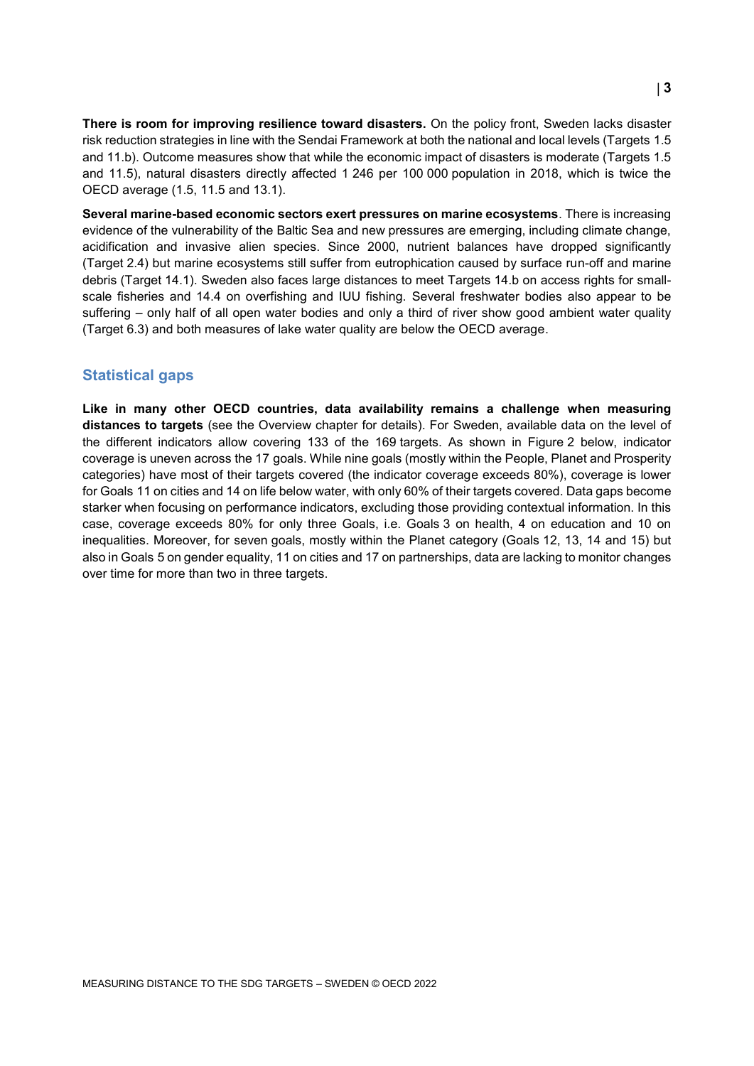**There is room for improving resilience toward disasters.** On the policy front, Sweden lacks disaster risk reduction strategies in line with the Sendai Framework at both the national and local levels (Targets 1.5 and 11.b). Outcome measures show that while the economic impact of disasters is moderate (Targets 1.5 and 11.5), natural disasters directly affected 1 246 per 100 000 population in 2018, which is twice the OECD average (1.5, 11.5 and 13.1).

**Several marine-based economic sectors exert pressures on marine ecosystems**. There is increasing evidence of the vulnerability of the Baltic Sea and new pressures are emerging, including climate change, acidification and invasive alien species. Since 2000, nutrient balances have dropped significantly (Target 2.4) but marine ecosystems still suffer from eutrophication caused by surface run-off and marine debris (Target 14.1). Sweden also faces large distances to meet Targets 14.b on access rights for small-scale fisheries and 14.4 on overfishing and IUU fishing. Several freshwater bodies also appear to be suffering – only half of all open water bodies and only a third of river show good ambient water quality (Target 6.3) and both measures of lake water quality are below the OECD average.

## Statistical gaps

**Like in many other OECD countries, data availability remains a challenge when measuring distances to targets** (see the Overview chapter for details). For Sweden, available data on the level of the different indicators allow covering 133 of the 169 targets. As shown in Figure 2 below, indicator coverage is uneven across the 17 goals. While nine goals (mostly within the People, Planet and Prosperity categories) have most of their targets covered (the indicator coverage exceeds 80%), coverage is lower for Goals 11 on cities and 14 on life below water, with only 60% of their targets covered. Data gaps become starker when focusing on performance indicators, excluding those providing contextual information. In this case, coverage exceeds 80% for only three Goals, i.e. Goals 3 on health, 4 on education and 10 on inequalities. Moreover, for seven goals, mostly within the Planet category (Goals 12, 13, 14 and 15) but also in Goals 5 on gender equality, 11 on cities and 17 on partnerships, data are lacking to monitor changes over time for more than two in three targets.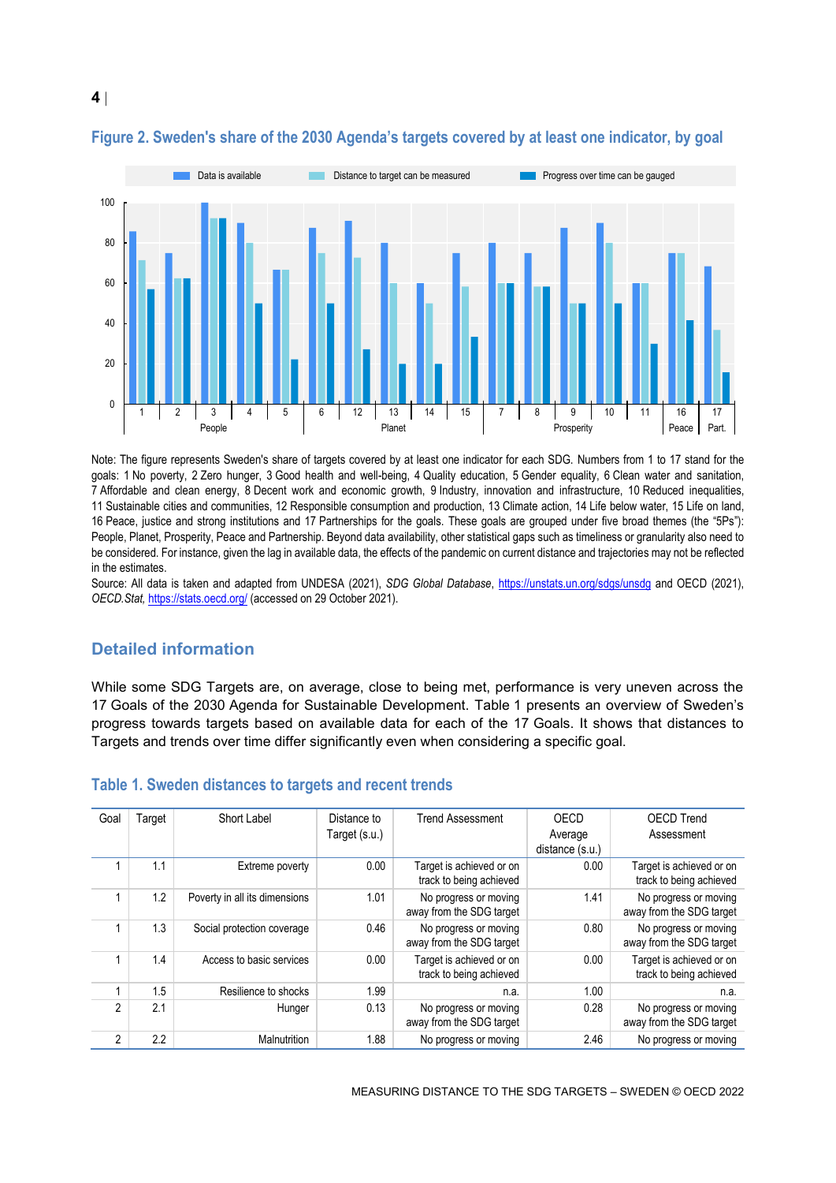## Figure 2. Sweden's share of the 2030 Agenda's targets covered by at least one indicator, by goal

Note: The figure represents Sweden's share of targets covered by at least one indicator for each SDG. Numbers from 1 to 17 stand for the goals: 1 No poverty, 2 Zero hunger, 3 Good health and well-being, 4 Quality education, 5 Gender equality, 6 Clean water and sanitation, 7 Affordable and clean energy, 8 Decent work and economic growth, 9 Industry, innovation and infrastructure, 10 Reduced inequalities, 11 Sustainable cities and communities, 12 Responsible consumption and production, 13 Climate action, 14 Life below water, 15 Life on land, 16 Peace, justice and strong institutions and 17 Partnerships for the goals. These goals are grouped under five broad themes (the "5Ps"): People, Planet, Prosperity, Peace and Partnership. Beyond data availability, other statistical gaps such as timeliness or granularity also need to be considered. For instance, given the lag in available data, the effects of the pandemic on current distance and trajectories may not be reflected in the estimates.

Source: All data is taken and adapted from UNDESA (2021), *SDG Global Database*, https://unstats.un.org/sdgs/unsdg and OECD (2021), *OECD.Stat*, https://stats.oecd.org/ (accessed on 29 October 2021).

## Detailed information

While some SDG Targets are, on average, close to being met, performance is very uneven across the 17 Goals of the 2030 Agenda for Sustainable Development. Table 1 presents an overview of Sweden's progress towards targets based on available data for each of the 17 Goals. It shows that distances to Targets and trends over time differ significantly even when considering a specific goal.

## Table 1. Sweden distances to targets and recent trends

| Goal | Target | Short Label | Distance to Target (s.u.) | Trend Assessment | OECD Average distance (s.u.) | OECD Trend Assessment |
|---|---|---|---|---|---|---|
| 1 | 1.1 | Extreme poverty | 0.00 | Target is achieved or on track to being achieved | 0.00 | Target is achieved or on track to being achieved |
| 1 | 1.2 | Poverty in all its dimensions | 1.01 | No progress or moving away from the SDG target | 1.41 | No progress or moving away from the SDG target |
| 1 | 1.3 | Social protection coverage | 0.46 | No progress or moving away from the SDG target | 0.80 | No progress or moving away from the SDG target |
| 1 | 1.4 | Access to basic services | 0.00 | Target is achieved or on track to being achieved | 0.00 | Target is achieved or on track to being achieved |
| 1 | 1.5 | Resilience to shocks | 1.99 | n.a. | 1.00 | n.a. |
| 2 | 2.1 | Hunger | 0.13 | No progress or moving away from the SDG target | 0.28 | No progress or moving away from the SDG target |
| 2 | 2.2 | Malnutrition | 1.88 | No progress or moving | 2.46 | No progress or moving |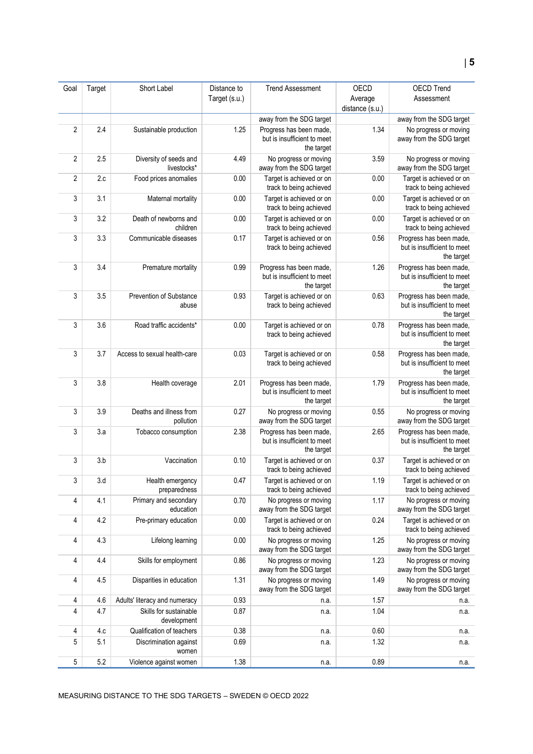| Goal | Target | Short Label | Distance to Target (s.u.) | Trend Assessment | OECD Average distance (s.u.) | OECD Trend Assessment |
|---|---|---|---|---|---|---|
| | | | | away from the SDG target | | away from the SDG target |
| 2 | 2.4 | Sustainable production | 1.25 | Progress has been made, but is insufficient to meet the target | 1.34 | No progress or moving away from the SDG target |
| 2 | 2.5 | Diversity of seeds and livestocks* | 4.49 | No progress or moving away from the SDG target | 3.59 | No progress or moving away from the SDG target |
| 2 | 2.c | Food prices anomalies | 0.00 | Target is achieved or on track to being achieved | 0.00 | Target is achieved or on track to being achieved |
| 3 | 3.1 | Maternal mortality | 0.00 | Target is achieved or on track to being achieved | 0.00 | Target is achieved or on track to being achieved |
| 3 | 3.2 | Death of newborns and children | 0.00 | Target is achieved or on track to being achieved | 0.00 | Target is achieved or on track to being achieved |
| 3 | 3.3 | Communicable diseases | 0.17 | Target is achieved or on track to being achieved | 0.56 | Progress has been made, but is insufficient to meet the target |
| 3 | 3.4 | Premature mortality | 0.99 | Progress has been made, but is insufficient to meet the target | 1.26 | Progress has been made, but is insufficient to meet the target |
| 3 | 3.5 | Prevention of Substance abuse | 0.93 | Target is achieved or on track to being achieved | 0.63 | Progress has been made, but is insufficient to meet the target |
| 3 | 3.6 | Road traffic accidents* | 0.00 | Target is achieved or on track to being achieved | 0.78 | Progress has been made, but is insufficient to meet the target |
| 3 | 3.7 | Access to sexual health-care | 0.03 | Target is achieved or on track to being achieved | 0.58 | Progress has been made, but is insufficient to meet the target |
| 3 | 3.8 | Health coverage | 2.01 | Progress has been made, but is insufficient to meet the target | 1.79 | Progress has been made, but is insufficient to meet the target |
| 3 | 3.9 | Deaths and illness from pollution | 0.27 | No progress or moving away from the SDG target | 0.55 | No progress or moving away from the SDG target |
| 3 | 3.a | Tobacco consumption | 2.38 | Progress has been made, but is insufficient to meet the target | 2.65 | Progress has been made, but is insufficient to meet the target |
| 3 | 3.b | Vaccination | 0.10 | Target is achieved or on track to being achieved | 0.37 | Target is achieved or on track to being achieved |
| 3 | 3.d | Health emergency preparedness | 0.47 | Target is achieved or on track to being achieved | 1.19 | Target is achieved or on track to being achieved |
| 4 | 4.1 | Primary and secondary education | 0.70 | No progress or moving away from the SDG target | 1.17 | No progress or moving away from the SDG target |
| 4 | 4.2 | Pre-primary education | 0.00 | Target is achieved or on track to being achieved | 0.24 | Target is achieved or on track to being achieved |
| 4 | 4.3 | Lifelong learning | 0.00 | No progress or moving away from the SDG target | 1.25 | No progress or moving away from the SDG target |
| 4 | 4.4 | Skills for employment | 0.86 | No progress or moving away from the SDG target | 1.23 | No progress or moving away from the SDG target |
| 4 | 4.5 | Disparities in education | 1.31 | No progress or moving away from the SDG target | 1.49 | No progress or moving away from the SDG target |
| 4 | 4.6 | Adults' literacy and numeracy | 0.93 | n.a. | 1.57 | n.a. |
| 4 | 4.7 | Skills for sustainable development | 0.87 | n.a. | 1.04 | n.a. |
| 4 | 4.c | Qualification of teachers | 0.38 | n.a. | 0.60 | n.a. |
| 5 | 5.1 | Discrimination against women | 0.69 | n.a. | 1.32 | n.a. |
| 5 | 5.2 | Violence against women | 1.38 | n.a. | 0.89 | n.a. |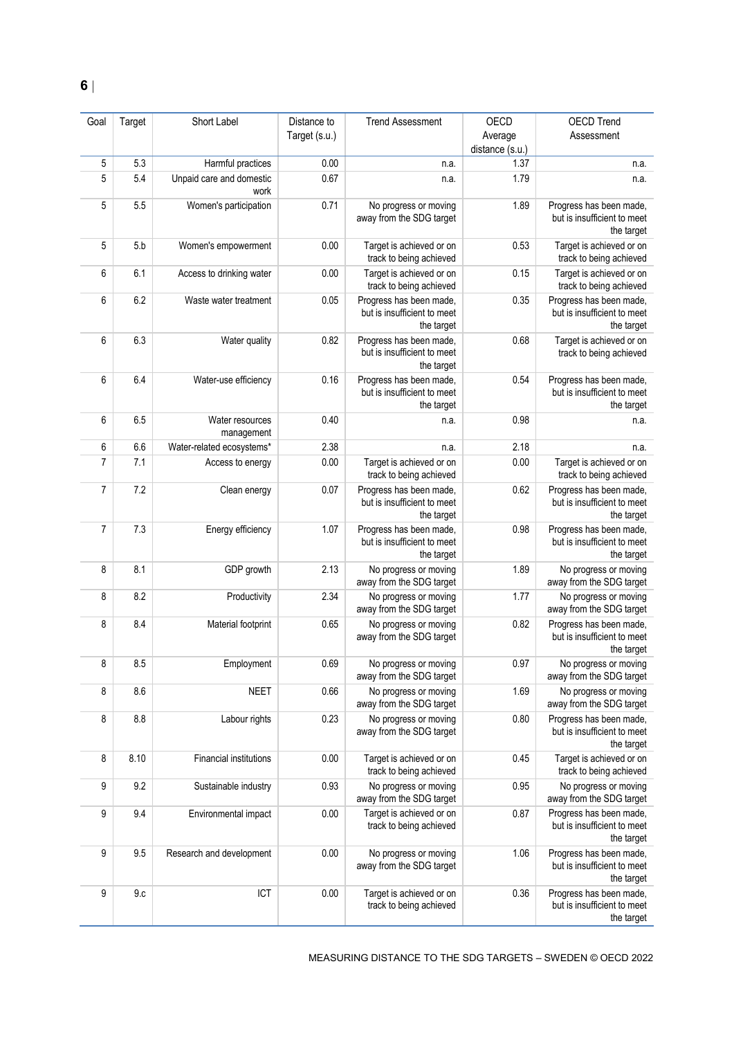| Goal | Target | Short Label | Distance to Target (s.u.) | Trend Assessment | OECD Average distance (s.u.) | OECD Trend Assessment |
|---|---|---|---|---|---|---|
| 5 | 5.3 | Harmful practices | 0.00 | n.a. | 1.37 | n.a. |
| 5 | 5.4 | Unpaid care and domestic work | 0.67 | n.a. | 1.79 | n.a. |
| 5 | 5.5 | Women's participation | 0.71 | No progress or moving away from the SDG target | 1.89 | Progress has been made, but is insufficient to meet the target |
| 5 | 5.b | Women's empowerment | 0.00 | Target is achieved or on track to being achieved | 0.53 | Target is achieved or on track to being achieved |
| 6 | 6.1 | Access to drinking water | 0.00 | Target is achieved or on track to being achieved | 0.15 | Target is achieved or on track to being achieved |
| 6 | 6.2 | Waste water treatment | 0.05 | Progress has been made, but is insufficient to meet the target | 0.35 | Progress has been made, but is insufficient to meet the target |
| 6 | 6.3 | Water quality | 0.82 | Progress has been made, but is insufficient to meet the target | 0.68 | Target is achieved or on track to being achieved |
| 6 | 6.4 | Water-use efficiency | 0.16 | Progress has been made, but is insufficient to meet the target | 0.54 | Progress has been made, but is insufficient to meet the target |
| 6 | 6.5 | Water resources management | 0.40 | n.a. | 0.98 | n.a. |
| 6 | 6.6 | Water-related ecosystems* | 2.38 | n.a. | 2.18 | n.a. |
| 7 | 7.1 | Access to energy | 0.00 | Target is achieved or on track to being achieved | 0.00 | Target is achieved or on track to being achieved |
| 7 | 7.2 | Clean energy | 0.07 | Progress has been made, but is insufficient to meet the target | 0.62 | Progress has been made, but is insufficient to meet the target |
| 7 | 7.3 | Energy efficiency | 1.07 | Progress has been made, but is insufficient to meet the target | 0.98 | Progress has been made, but is insufficient to meet the target |
| 8 | 8.1 | GDP growth | 2.13 | No progress or moving away from the SDG target | 1.89 | No progress or moving away from the SDG target |
| 8 | 8.2 | Productivity | 2.34 | No progress or moving away from the SDG target | 1.77 | No progress or moving away from the SDG target |
| 8 | 8.4 | Material footprint | 0.65 | No progress or moving away from the SDG target | 0.82 | Progress has been made, but is insufficient to meet the target |
| 8 | 8.5 | Employment | 0.69 | No progress or moving away from the SDG target | 0.97 | No progress or moving away from the SDG target |
| 8 | 8.6 | NEET | 0.66 | No progress or moving away from the SDG target | 1.69 | No progress or moving away from the SDG target |
| 8 | 8.8 | Labour rights | 0.23 | No progress or moving away from the SDG target | 0.80 | Progress has been made, but is insufficient to meet the target |
| 8 | 8.10 | Financial institutions | 0.00 | Target is achieved or on track to being achieved | 0.45 | Target is achieved or on track to being achieved |
| 9 | 9.2 | Sustainable industry | 0.93 | No progress or moving away from the SDG target | 0.95 | No progress or moving away from the SDG target |
| 9 | 9.4 | Environmental impact | 0.00 | Target is achieved or on track to being achieved | 0.87 | Progress has been made, but is insufficient to meet the target |
| 9 | 9.5 | Research and development | 0.00 | No progress or moving away from the SDG target | 1.06 | Progress has been made, but is insufficient to meet the target |
| 9 | 9.c | ICT | 0.00 | Target is achieved or on track to being achieved | 0.36 | Progress has been made, but is insufficient to meet the target |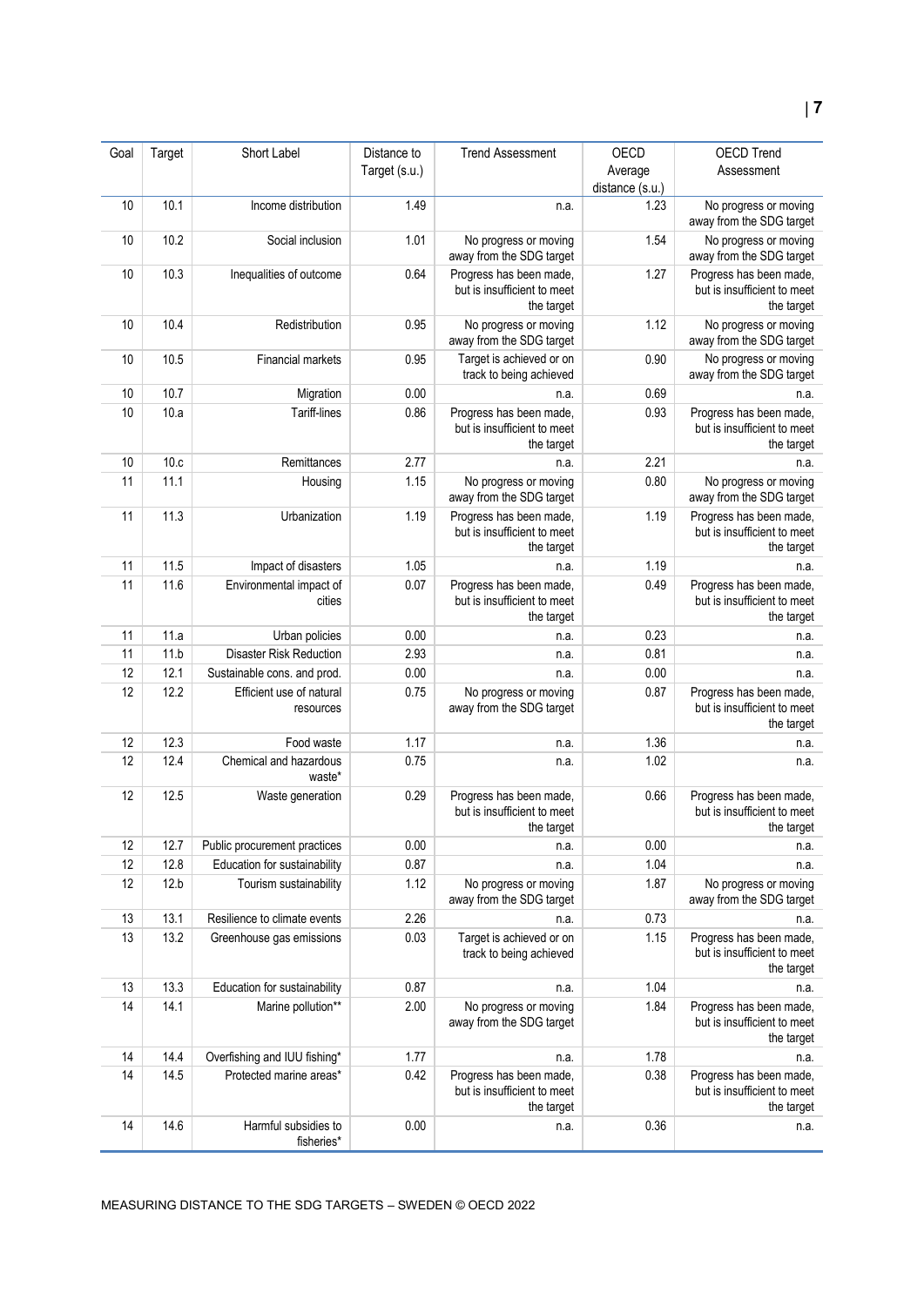| Goal | Target | Short Label | Distance to Target (s.u.) | Trend Assessment | OECD Average distance (s.u.) | OECD Trend Assessment |
|---|---|---|---|---|---|---|
| 10 | 10.1 | Income distribution | 1.49 | n.a. | 1.23 | No progress or moving away from the SDG target |
| 10 | 10.2 | Social inclusion | 1.01 | No progress or moving away from the SDG target | 1.54 | No progress or moving away from the SDG target |
| 10 | 10.3 | Inequalities of outcome | 0.64 | Progress has been made, but is insufficient to meet the target | 1.27 | Progress has been made, but is insufficient to meet the target |
| 10 | 10.4 | Redistribution | 0.95 | No progress or moving away from the SDG target | 1.12 | No progress or moving away from the SDG target |
| 10 | 10.5 | Financial markets | 0.95 | Target is achieved or on track to being achieved | 0.90 | No progress or moving away from the SDG target |
| 10 | 10.7 | Migration | 0.00 | n.a. | 0.69 | n.a. |
| 10 | 10.a | Tariff-lines | 0.86 | Progress has been made, but is insufficient to meet the target | 0.93 | Progress has been made, but is insufficient to meet the target |
| 10 | 10.c | Remittances | 2.77 | n.a. | 2.21 | n.a. |
| 11 | 11.1 | Housing | 1.15 | No progress or moving away from the SDG target | 0.80 | No progress or moving away from the SDG target |
| 11 | 11.3 | Urbanization | 1.19 | Progress has been made, but is insufficient to meet the target | 1.19 | Progress has been made, but is insufficient to meet the target |
| 11 | 11.5 | Impact of disasters | 1.05 | n.a. | 1.19 | n.a. |
| 11 | 11.6 | Environmental impact of cities | 0.07 | Progress has been made, but is insufficient to meet the target | 0.49 | Progress has been made, but is insufficient to meet the target |
| 11 | 11.a | Urban policies | 0.00 | n.a. | 0.23 | n.a. |
| 11 | 11.b | Disaster Risk Reduction | 2.93 | n.a. | 0.81 | n.a. |
| 12 | 12.1 | Sustainable cons. and prod. | 0.00 | n.a. | 0.00 | n.a. |
| 12 | 12.2 | Efficient use of natural resources | 0.75 | No progress or moving away from the SDG target | 0.87 | Progress has been made, but is insufficient to meet the target |
| 12 | 12.3 | Food waste | 1.17 | n.a. | 1.36 | n.a. |
| 12 | 12.4 | Chemical and hazardous waste* | 0.75 | n.a. | 1.02 | n.a. |
| 12 | 12.5 | Waste generation | 0.29 | Progress has been made, but is insufficient to meet the target | 0.66 | Progress has been made, but is insufficient to meet the target |
| 12 | 12.7 | Public procurement practices | 0.00 | n.a. | 0.00 | n.a. |
| 12 | 12.8 | Education for sustainability | 0.87 | n.a. | 1.04 | n.a. |
| 12 | 12.b | Tourism sustainability | 1.12 | No progress or moving away from the SDG target | 1.87 | No progress or moving away from the SDG target |
| 13 | 13.1 | Resilience to climate events | 2.26 | n.a. | 0.73 | n.a. |
| 13 | 13.2 | Greenhouse gas emissions | 0.03 | Target is achieved or on track to being achieved | 1.15 | Progress has been made, but is insufficient to meet the target |
| 13 | 13.3 | Education for sustainability | 0.87 | n.a. | 1.04 | n.a. |
| 14 | 14.1 | Marine pollution** | 2.00 | No progress or moving away from the SDG target | 1.84 | Progress has been made, but is insufficient to meet the target |
| 14 | 14.4 | Overfishing and IUU fishing* | 1.77 | n.a. | 1.78 | n.a. |
| 14 | 14.5 | Protected marine areas* | 0.42 | Progress has been made, but is insufficient to meet the target | 0.38 | Progress has been made, but is insufficient to meet the target |
| 14 | 14.6 | Harmful subsidies to fisheries* | 0.00 | n.a. | 0.36 | n.a. |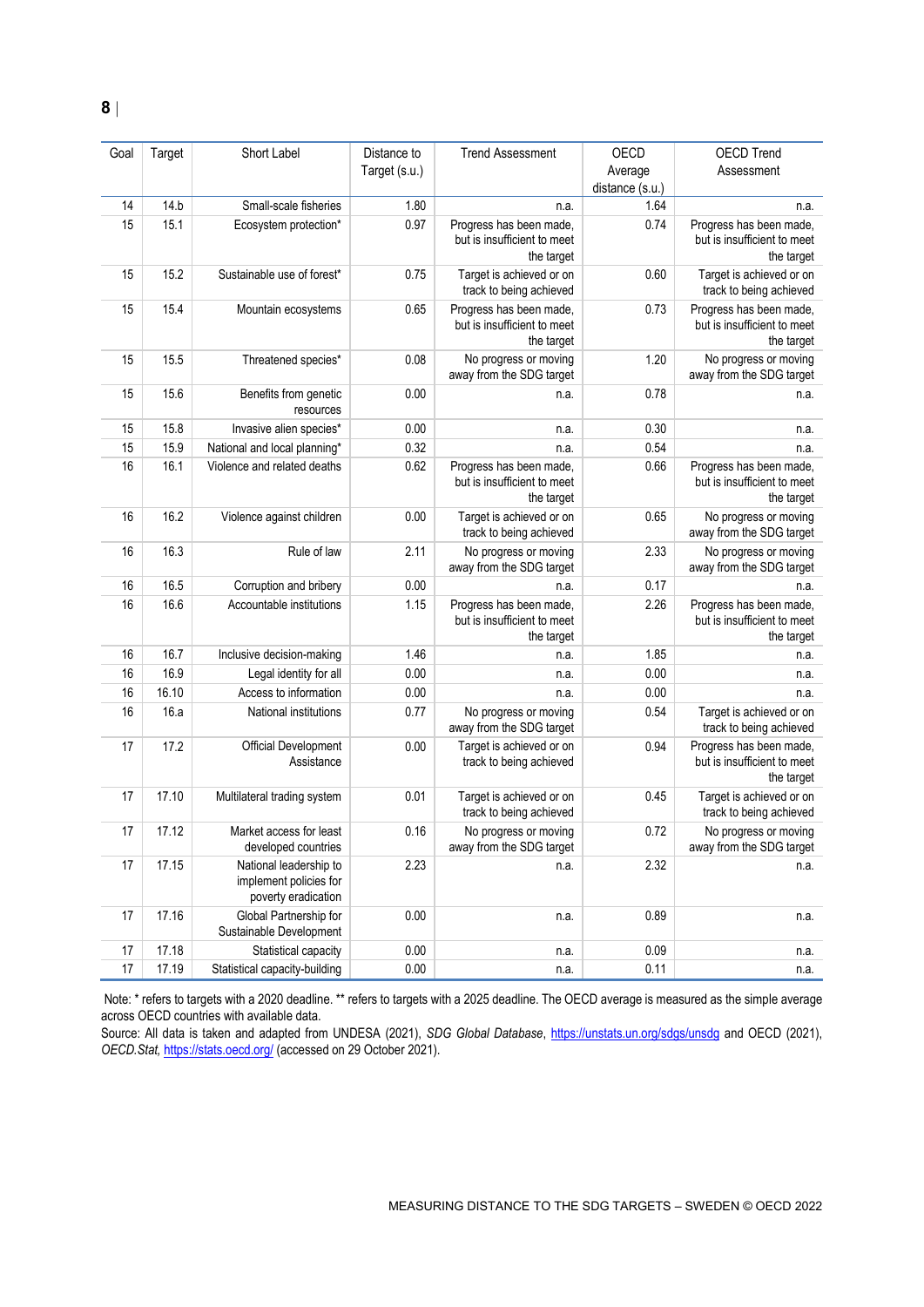| Goal | Target | Short Label | Distance to Target (s.u.) | Trend Assessment | OECD Average distance (s.u.) | OECD Trend Assessment |
|---|---|---|---|---|---|---|
| 14 | 14.b | Small-scale fisheries | 1.80 | n.a. | 1.64 | n.a. |
| 15 | 15.1 | Ecosystem protection* | 0.97 | Progress has been made, but is insufficient to meet the target | 0.74 | Progress has been made, but is insufficient to meet the target |
| 15 | 15.2 | Sustainable use of forest* | 0.75 | Target is achieved or on track to being achieved | 0.60 | Target is achieved or on track to being achieved |
| 15 | 15.4 | Mountain ecosystems | 0.65 | Progress has been made, but is insufficient to meet the target | 0.73 | Progress has been made, but is insufficient to meet the target |
| 15 | 15.5 | Threatened species* | 0.08 | No progress or moving away from the SDG target | 1.20 | No progress or moving away from the SDG target |
| 15 | 15.6 | Benefits from genetic resources | 0.00 | n.a. | 0.78 | n.a. |
| 15 | 15.8 | Invasive alien species* | 0.00 | n.a. | 0.30 | n.a. |
| 15 | 15.9 | National and local planning* | 0.32 | n.a. | 0.54 | n.a. |
| 16 | 16.1 | Violence and related deaths | 0.62 | Progress has been made, but is insufficient to meet the target | 0.66 | Progress has been made, but is insufficient to meet the target |
| 16 | 16.2 | Violence against children | 0.00 | Target is achieved or on track to being achieved | 0.65 | No progress or moving away from the SDG target |
| 16 | 16.3 | Rule of law | 2.11 | No progress or moving away from the SDG target | 2.33 | No progress or moving away from the SDG target |
| 16 | 16.5 | Corruption and bribery | 0.00 | n.a. | 0.17 | n.a. |
| 16 | 16.6 | Accountable institutions | 1.15 | Progress has been made, but is insufficient to meet the target | 2.26 | Progress has been made, but is insufficient to meet the target |
| 16 | 16.7 | Inclusive decision-making | 1.46 | n.a. | 1.85 | n.a. |
| 16 | 16.9 | Legal identity for all | 0.00 | n.a. | 0.00 | n.a. |
| 16 | 16.10 | Access to information | 0.00 | n.a. | 0.00 | n.a. |
| 16 | 16.a | National institutions | 0.77 | No progress or moving away from the SDG target | 0.54 | Target is achieved or on track to being achieved |
| 17 | 17.2 | Official Development Assistance | 0.00 | Target is achieved or on track to being achieved | 0.94 | Progress has been made, but is insufficient to meet the target |
| 17 | 17.10 | Multilateral trading system | 0.01 | Target is achieved or on track to being achieved | 0.45 | Target is achieved or on track to being achieved |
| 17 | 17.12 | Market access for least developed countries | 0.16 | No progress or moving away from the SDG target | 0.72 | No progress or moving away from the SDG target |
| 17 | 17.15 | National leadership to implement policies for poverty eradication | 2.23 | n.a. | 2.32 | n.a. |
| 17 | 17.16 | Global Partnership for Sustainable Development | 0.00 | n.a. | 0.89 | n.a. |
| 17 | 17.18 | Statistical capacity | 0.00 | n.a. | 0.09 | n.a. |
| 17 | 17.19 | Statistical capacity-building | 0.00 | n.a. | 0.11 | n.a. |

Note: * refers to targets with a 2020 deadline. ** refers to targets with a 2025 deadline. The OECD average is measured as the simple average across OECD countries with available data.

Source: All data is taken and adapted from UNDESA (2021), *SDG Global Database*, https://unstats.un.org/sdgs/unsdg and OECD (2021), *OECD.Stat*, https://stats.oecd.org/ (accessed on 29 October 2021).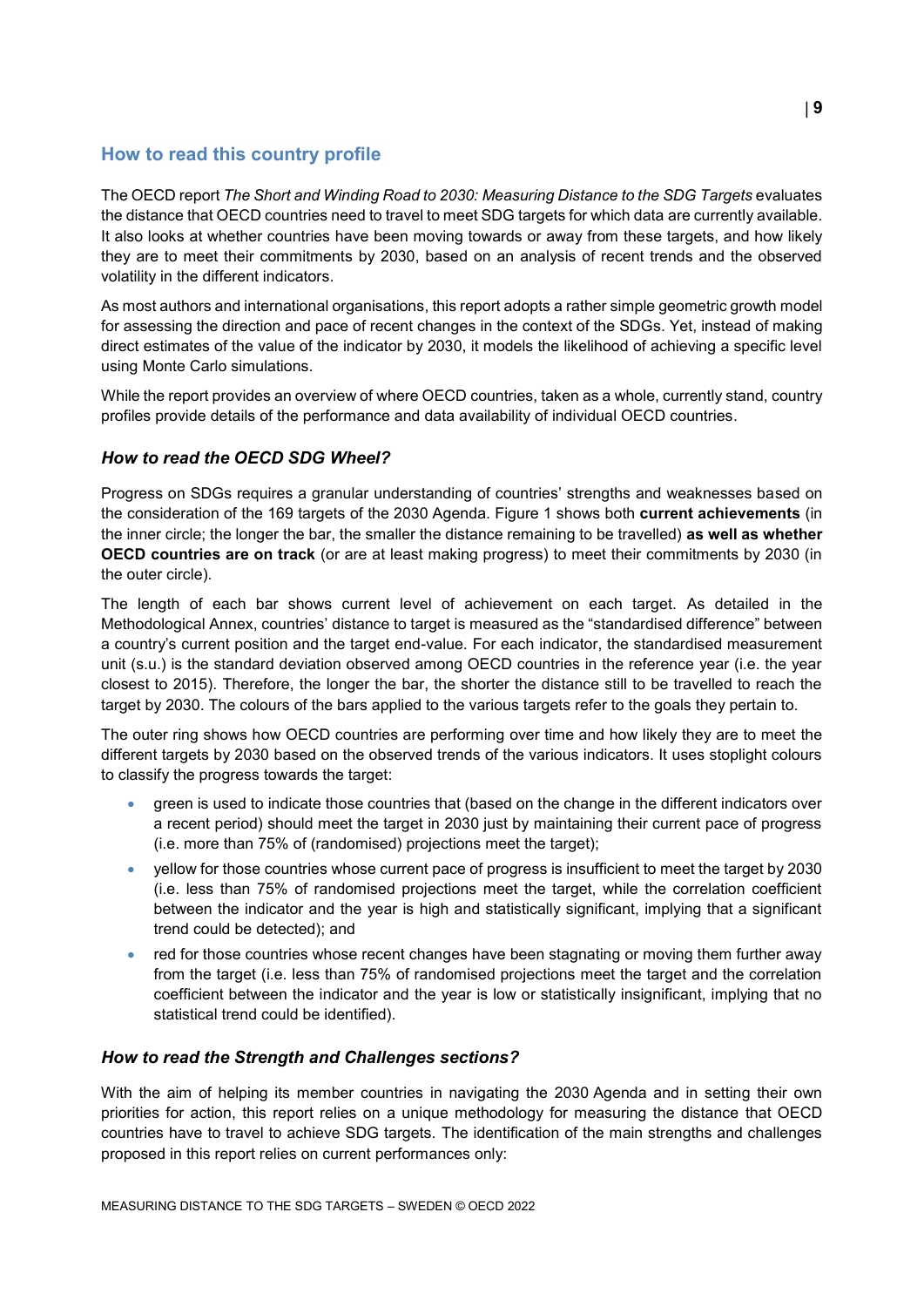## How to read this country profile

The OECD report *The Short and Winding Road to 2030: Measuring Distance to the SDG Targets* evaluates the distance that OECD countries need to travel to meet SDG targets for which data are currently available. It also looks at whether countries have been moving towards or away from these targets, and how likely they are to meet their commitments by 2030, based on an analysis of recent trends and the observed volatility in the different indicators.

As most authors and international organisations, this report adopts a rather simple geometric growth model for assessing the direction and pace of recent changes in the context of the SDGs. Yet, instead of making direct estimates of the value of the indicator by 2030, it models the likelihood of achieving a specific level using Monte Carlo simulations.

While the report provides an overview of where OECD countries, taken as a whole, currently stand, country profiles provide details of the performance and data availability of individual OECD countries.

### *How to read the OECD SDG Wheel?*

Progress on SDGs requires a granular understanding of countries' strengths and weaknesses based on the consideration of the 169 targets of the 2030 Agenda. Figure 1 shows both **current achievements** (in the inner circle; the longer the bar, the smaller the distance remaining to be travelled) **as well as whether OECD countries are on track** (or are at least making progress) to meet their commitments by 2030 (in the outer circle).

The length of each bar shows current level of achievement on each target. As detailed in the Methodological Annex, countries' distance to target is measured as the "standardised difference" between a country's current position and the target end-value. For each indicator, the standardised measurement unit (s.u.) is the standard deviation observed among OECD countries in the reference year (i.e. the year closest to 2015). Therefore, the longer the bar, the shorter the distance still to be travelled to reach the target by 2030. The colours of the bars applied to the various targets refer to the goals they pertain to.

The outer ring shows how OECD countries are performing over time and how likely they are to meet the different targets by 2030 based on the observed trends of the various indicators. It uses stoplight colours to classify the progress towards the target:

- green is used to indicate those countries that (based on the change in the different indicators over a recent period) should meet the target in 2030 just by maintaining their current pace of progress (i.e. more than 75% of (randomised) projections meet the target);
- yellow for those countries whose current pace of progress is insufficient to meet the target by 2030 (i.e. less than 75% of randomised projections meet the target, while the correlation coefficient between the indicator and the year is high and statistically significant, implying that a significant trend could be detected); and
- red for those countries whose recent changes have been stagnating or moving them further away from the target (i.e. less than 75% of randomised projections meet the target and the correlation coefficient between the indicator and the year is low or statistically insignificant, implying that no statistical trend could be identified).

### *How to read the Strength and Challenges sections?*

With the aim of helping its member countries in navigating the 2030 Agenda and in setting their own priorities for action, this report relies on a unique methodology for measuring the distance that OECD countries have to travel to achieve SDG targets. The identification of the main strengths and challenges proposed in this report relies on current performances only: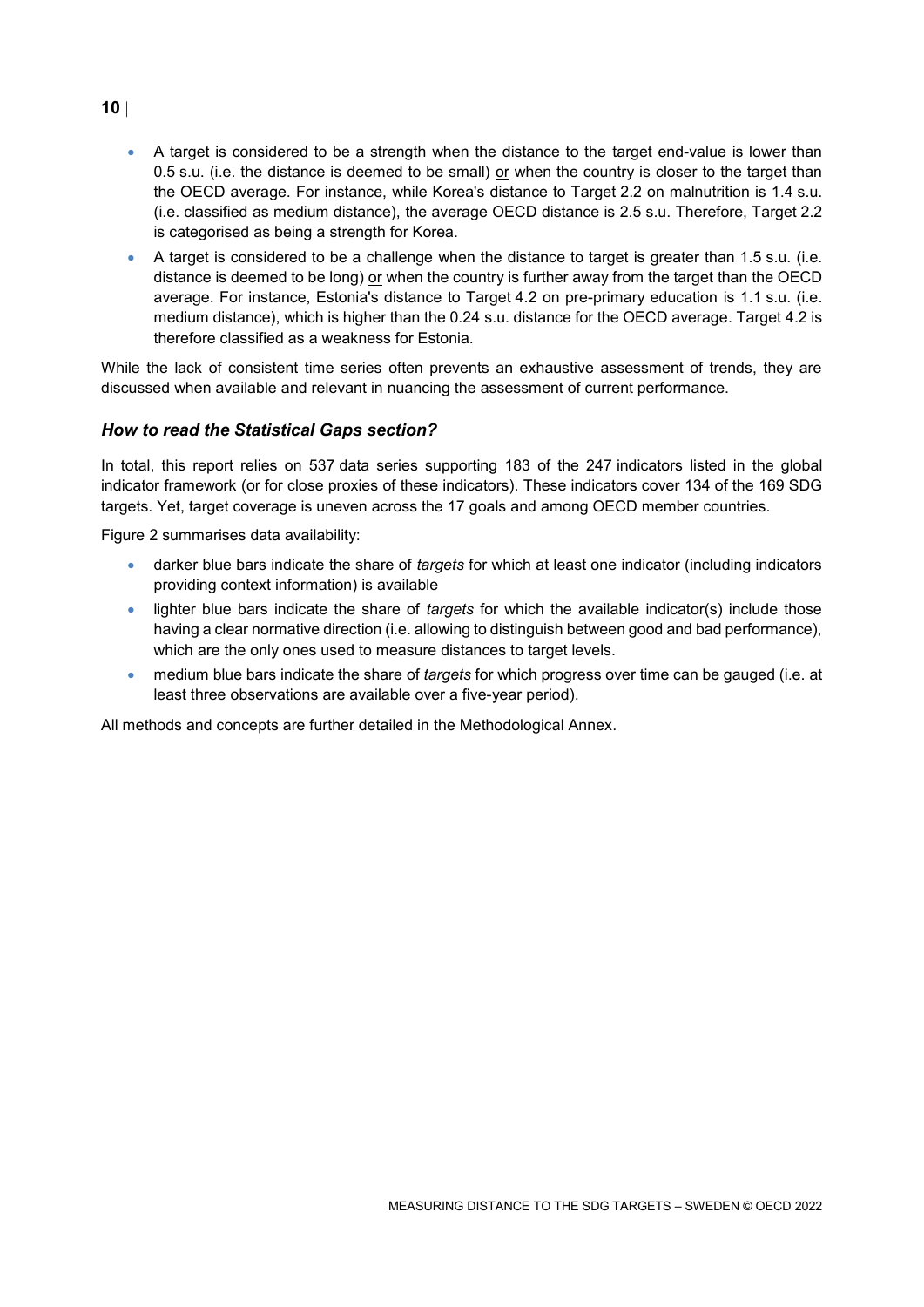- A target is considered to be a strength when the distance to the target end-value is lower than 0.5 s.u. (i.e. the distance is deemed to be small) or when the country is closer to the target than the OECD average. For instance, while Korea's distance to Target 2.2 on malnutrition is 1.4 s.u. (i.e. classified as medium distance), the average OECD distance is 2.5 s.u. Therefore, Target 2.2 is categorised as being a strength for Korea.
- A target is considered to be a challenge when the distance to target is greater than 1.5 s.u. (i.e. distance is deemed to be long) or when the country is further away from the target than the OECD average. For instance, Estonia's distance to Target 4.2 on pre-primary education is 1.1 s.u. (i.e. medium distance), which is higher than the 0.24 s.u. distance for the OECD average. Target 4.2 is therefore classified as a weakness for Estonia.

While the lack of consistent time series often prevents an exhaustive assessment of trends, they are discussed when available and relevant in nuancing the assessment of current performance.

### *How to read the Statistical Gaps section?*

In total, this report relies on 537 data series supporting 183 of the 247 indicators listed in the global indicator framework (or for close proxies of these indicators). These indicators cover 134 of the 169 SDG targets. Yet, target coverage is uneven across the 17 goals and among OECD member countries.

Figure 2 summarises data availability:

- darker blue bars indicate the share of *targets* for which at least one indicator (including indicators providing context information) is available
- lighter blue bars indicate the share of *targets* for which the available indicator(s) include those having a clear normative direction (i.e. allowing to distinguish between good and bad performance), which are the only ones used to measure distances to target levels.
- medium blue bars indicate the share of *targets* for which progress over time can be gauged (i.e. at least three observations are available over a five-year period).

All methods and concepts are further detailed in the Methodological Annex.